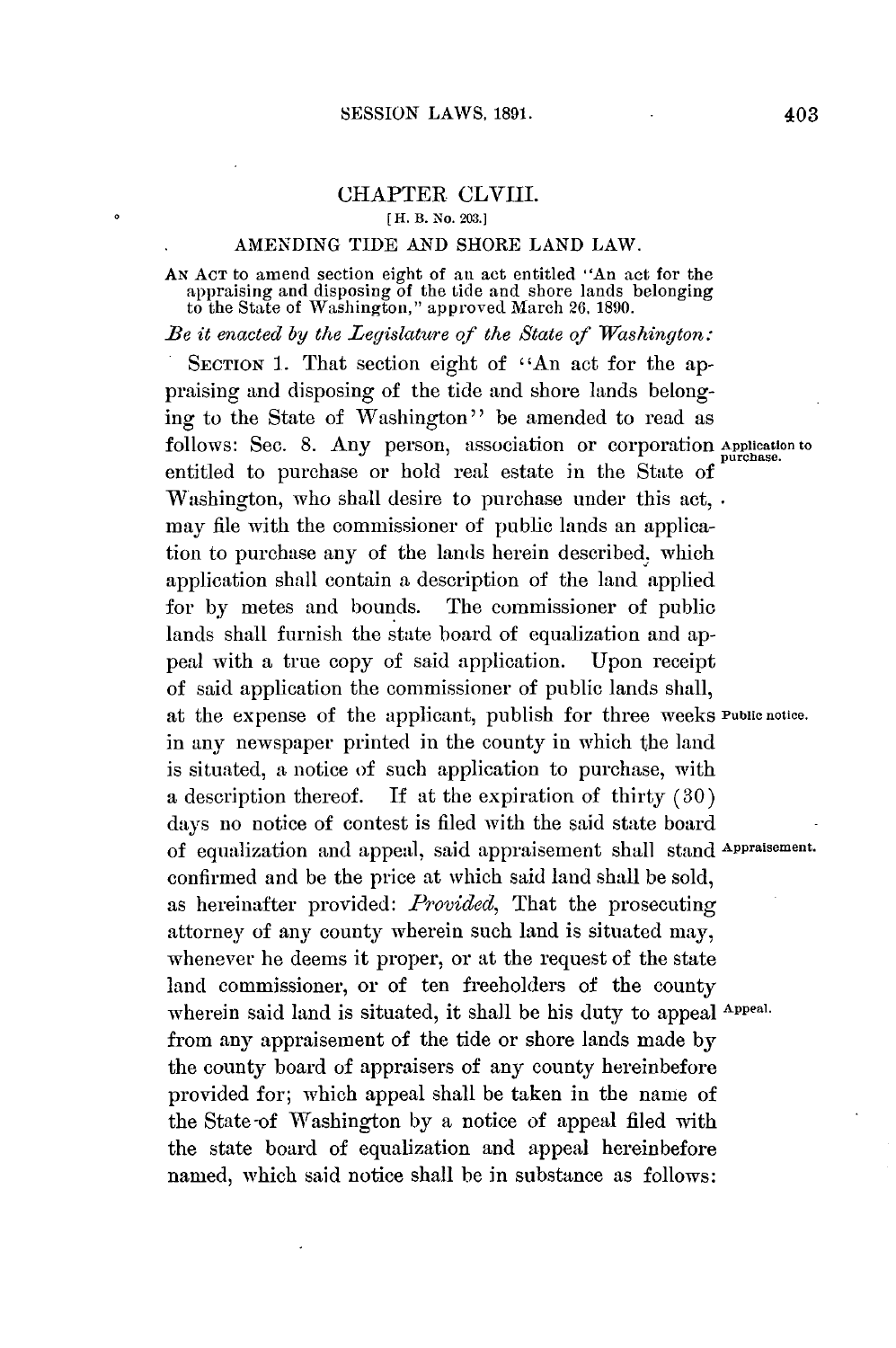## CHAPTER CLVIII.

[H. B. No. 203.]

### AMENDING TIDE AND SHORE LAND LAW.

AN ACT to amend section eight of an act entitled "An act for the appraising and disposing of the tide and shore lands belonging to the State of Washington," approved March 26, 1890.

*Be it enacted by the Legislature of the State of Washington:*

SECTION 1. That section eight of "An act for the appraising and disposing of the tide and shore lands belonging to the State of Washington" be amended to read as follows: Sec. 8. Any person, association or corporation entitled to purchase or hold real estate in the State of Washington, who shall desire to purchase under this act, may file with the commissioner of public lands an application to purchase any of the lands herein described, which application shall contain a description of the land applied for by metes and bounds. The commissioner of public lands shall furnish the state board of equalization and appeal with a true copy of said application. Upon receipt of said application the commissioner of public lands shall, at the expense of the applicant, publish for three weeks in any newspaper printed in the county in which the land is situated, a notice of such application to purchase, with a description thereof. If at the expiration of thirty (30) days no notice of contest is filed with the said state board of equalization and appeal, said appraisement shall stand confirmed and be the price at which said land shall be sold, as hereinafter provided: *Provided*, That the prosecuting attorney of any county wherein such land is situated may, whenever he deems it proper, or at the request of the state land commissioner, or of ten freeholders of the county wherein said land is situated, it shall be his duty to appeal from any appraisement of the tide or shore lands made by the county board of appraisers of any county hereinbefore provided for; which appeal shall be taken in the name of the State of Washington by a notice of appeal filed with the state board of equalization and appeal hereinbefore named, which said notice shall be in substance as follows:

Application to purchase.

Public notice.

Appraisement.

Appeal.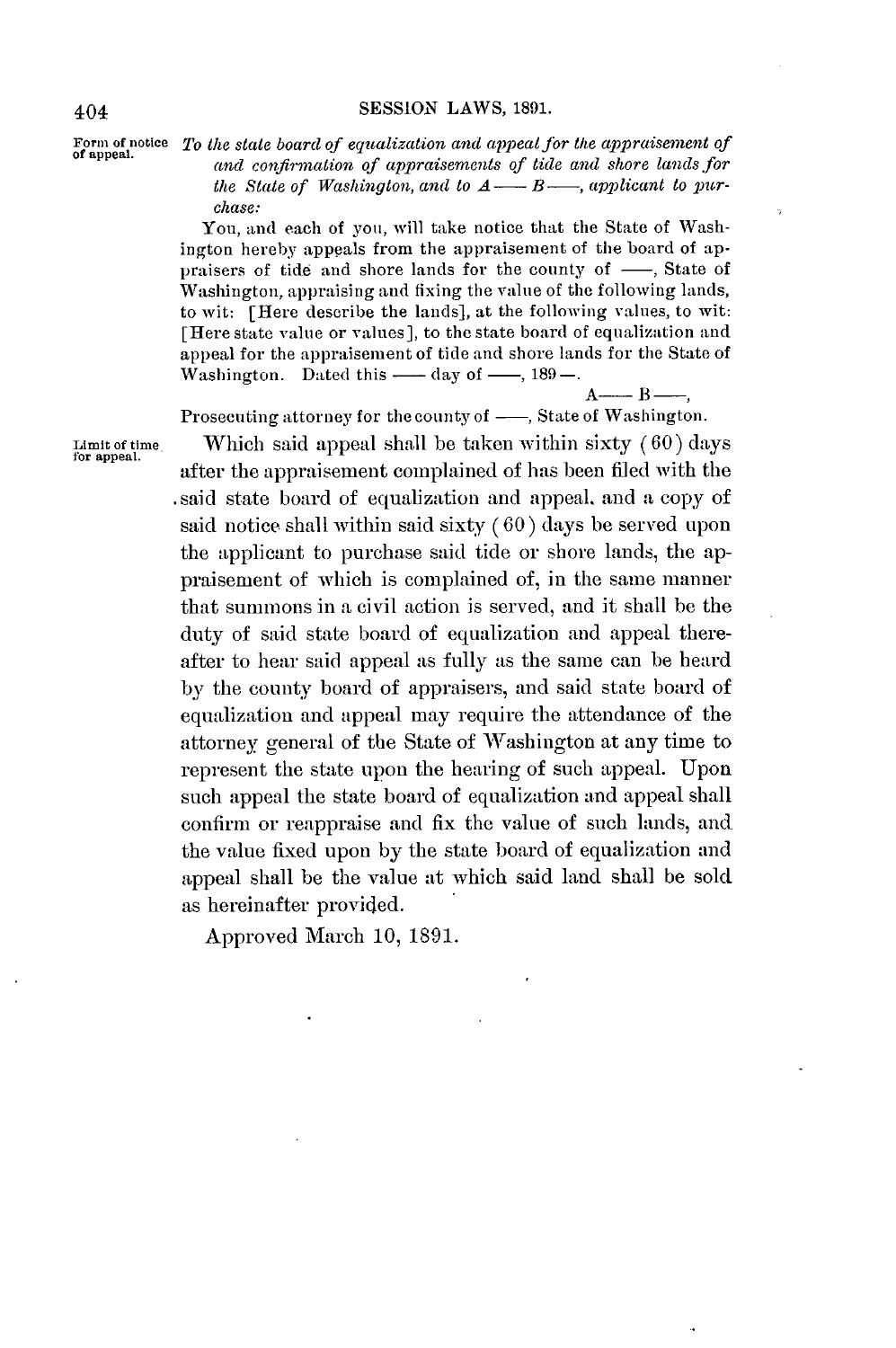Form of notice of appeal.

*To the state board of equalization and appeal for the appraisement of and confirmation of appraisements of tide and shore lands for the State of Washington, and to A—— B——, applicant to purchase:*

You, and each of you, will take notice that the State of Washington hereby appeals from the appraisement of the board of appraisers of tide and shore lands for the county of ——, State of Washington, appraising and fixing the value of the following lands, to wit: [Here describe the lands], at the following values, to wit: [Here state value or values], to the state board of equalization and appeal for the appraisement of tide and shore lands for the State of Washington. Dated this —— day of ——, 189—.

A—— B——,

Prosecuting attorney for the county of ——, State of Washington.

Limit of time for appeal.

Which said appeal shall be taken within sixty (60) days after the appraisement complained of has been filed with the said state board of equalization and appeal, and a copy of said notice shall within said sixty (60) days be served upon the applicant to purchase said tide or shore lands, the appraisement of which is complained of, in the same manner that summons in a civil action is served, and it shall be the duty of said state board of equalization and appeal thereafter to hear said appeal as fully as the same can be heard by the county board of appraisers, and said state board of equalization and appeal may require the attendance of the attorney general of the State of Washington at any time to represent the state upon the hearing of such appeal. Upon such appeal the state board of equalization and appeal shall confirm or reappraise and fix the value of such lands, and the value fixed upon by the state board of equalization and appeal shall be the value at which said land shall be sold as hereinafter provided.

Approved March 10, 1891.